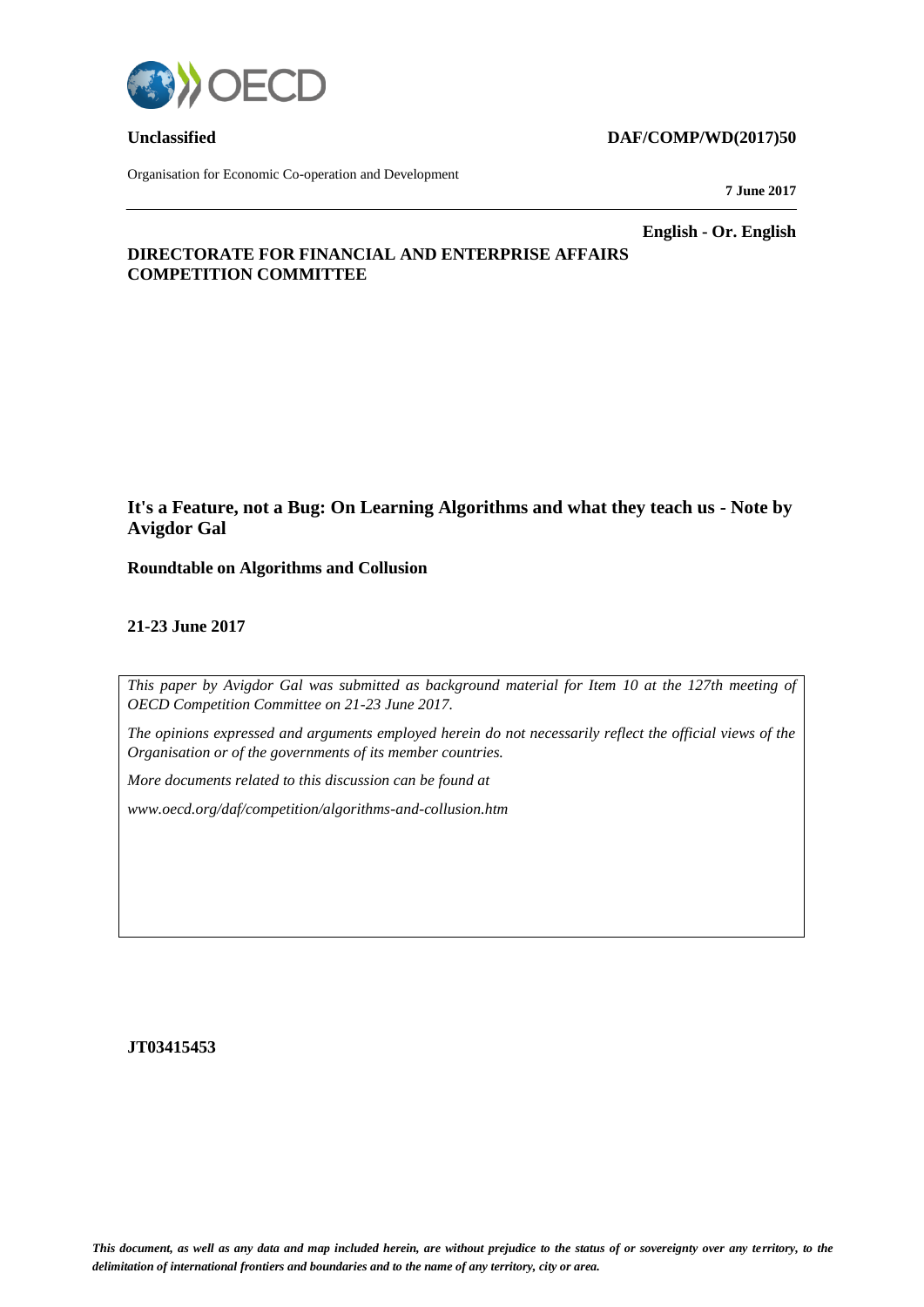**Unclassified** **DAF/COMP/WD(2017)50**

Organisation for Economic Co-operation and Development

**7 June 2017**

**English - Or. English**

**DIRECTORATE FOR FINANCIAL AND ENTERPRISE AFFAIRS**
**COMPETITION COMMITTEE**

# It's a Feature, not a Bug: On Learning Algorithms and what they teach us - Note by Avigdor Gal

**Roundtable on Algorithms and Collusion**

**21-23 June 2017**

*This paper by Avigdor Gal was submitted as background material for Item 10 at the 127th meeting of OECD Competition Committee on 21-23 June 2017.*

*The opinions expressed and arguments employed herein do not necessarily reflect the official views of the Organisation or of the governments of its member countries.*

*More documents related to this discussion can be found at*

*www.oecd.org/daf/competition/algorithms-and-collusion.htm*

**JT03415453**

***This document, as well as any data and map included herein, are without prejudice to the status of or sovereignty over any territory, to the delimitation of international frontiers and boundaries and to the name of any territory, city or area.***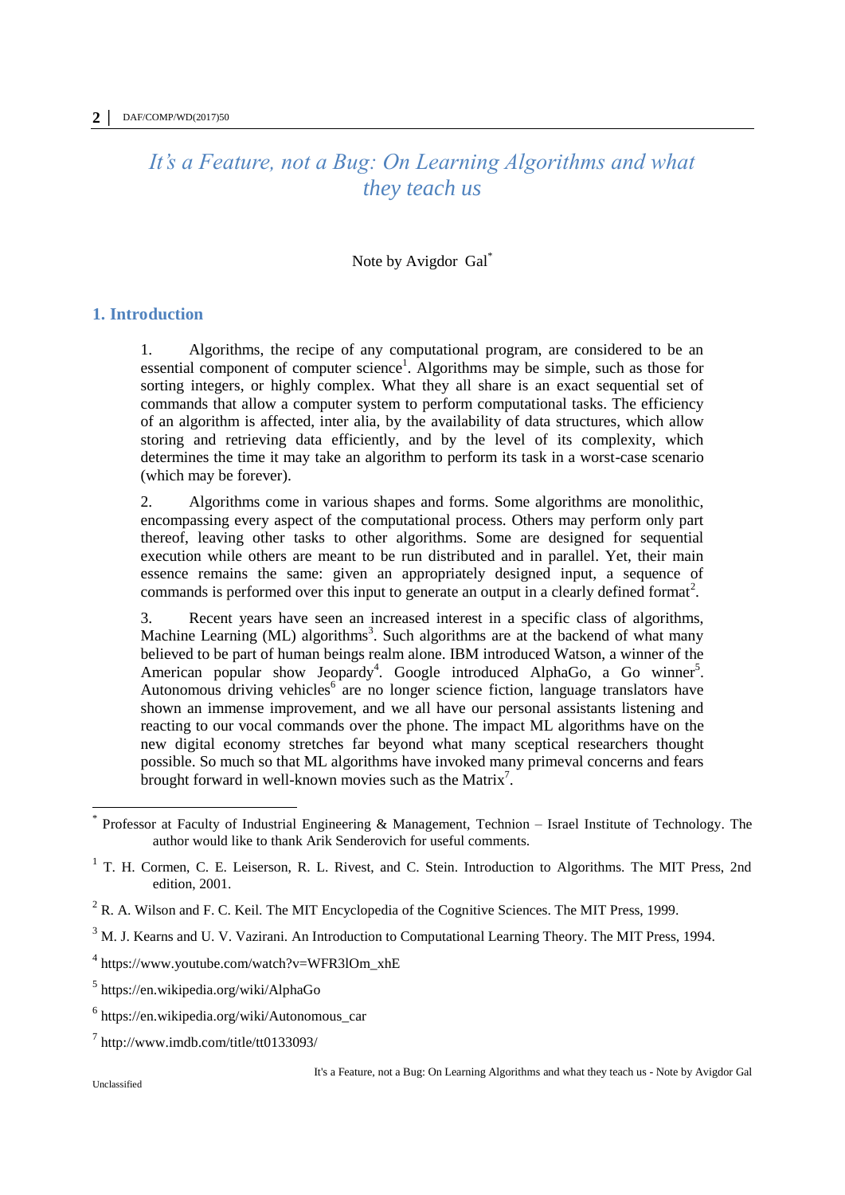# *It's a Feature, not a Bug: On Learning Algorithms and what they teach us*

Note by Avigdor Gal[*]

## 1. Introduction

1. Algorithms, the recipe of any computational program, are considered to be an essential component of computer science[1]. Algorithms may be simple, such as those for sorting integers, or highly complex. What they all share is an exact sequential set of commands that allow a computer system to perform computational tasks. The efficiency of an algorithm is affected, inter alia, by the availability of data structures, which allow storing and retrieving data efficiently, and by the level of its complexity, which determines the time it may take an algorithm to perform its task in a worst-case scenario (which may be forever).

2. Algorithms come in various shapes and forms. Some algorithms are monolithic, encompassing every aspect of the computational process. Others may perform only part thereof, leaving other tasks to other algorithms. Some are designed for sequential execution while others are meant to be run distributed and in parallel. Yet, their main essence remains the same: given an appropriately designed input, a sequence of commands is performed over this input to generate an output in a clearly defined format[2].

3. Recent years have seen an increased interest in a specific class of algorithms, Machine Learning (ML) algorithms[3]. Such algorithms are at the backend of what many believed to be part of human beings realm alone. IBM introduced Watson, a winner of the American popular show Jeopardy[4]. Google introduced AlphaGo, a Go winner[5]. Autonomous driving vehicles[6] are no longer science fiction, language translators have shown an immense improvement, and we all have our personal assistants listening and reacting to our vocal commands over the phone. The impact ML algorithms have on the new digital economy stretches far beyond what many sceptical researchers thought possible. So much so that ML algorithms have invoked many primeval concerns and fears brought forward in well-known movies such as the Matrix[7].

---

[*] Professor at Faculty of Industrial Engineering & Management, Technion – Israel Institute of Technology. The author would like to thank Arik Senderovich for useful comments.

[1] T. H. Cormen, C. E. Leiserson, R. L. Rivest, and C. Stein. Introduction to Algorithms. The MIT Press, 2nd edition, 2001.

[2] R. A. Wilson and F. C. Keil. The MIT Encyclopedia of the Cognitive Sciences. The MIT Press, 1999.

[3] M. J. Kearns and U. V. Vazirani. An Introduction to Computational Learning Theory. The MIT Press, 1994.

[4] https://www.youtube.com/watch?v=WFR3lOm_xhE

[5] https://en.wikipedia.org/wiki/AlphaGo

[6] https://en.wikipedia.org/wiki/Autonomous_car

[7] http://www.imdb.com/title/tt0133093/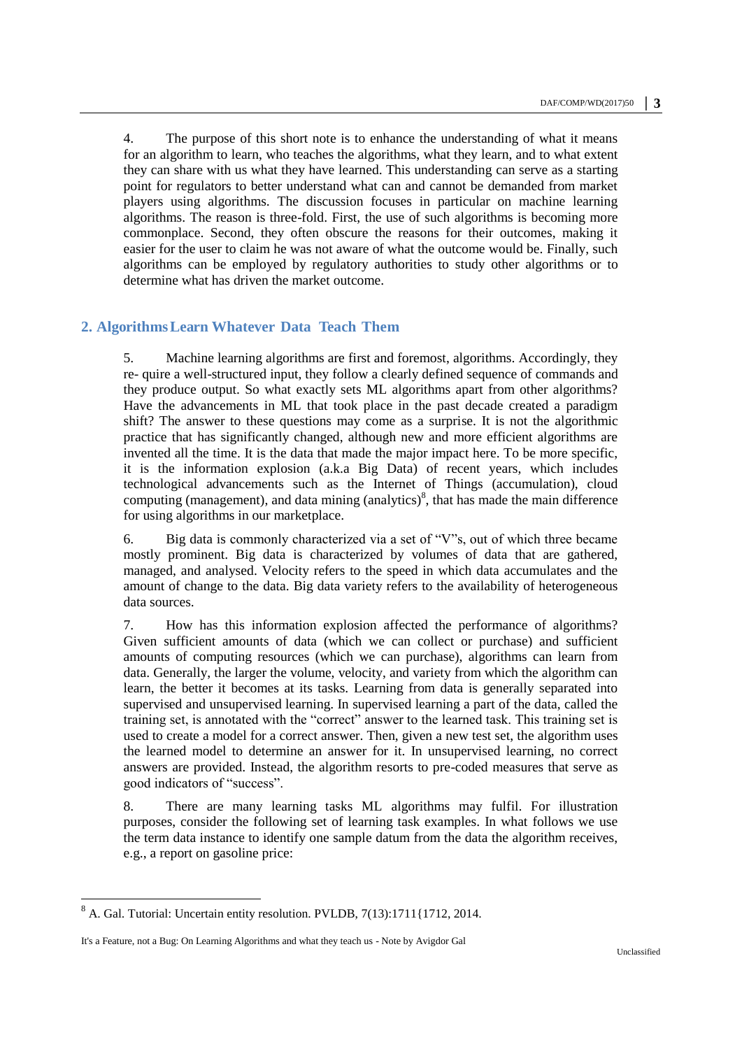4. The purpose of this short note is to enhance the understanding of what it means for an algorithm to learn, who teaches the algorithms, what they learn, and to what extent they can share with us what they have learned. This understanding can serve as a starting point for regulators to better understand what can and cannot be demanded from market players using algorithms. The discussion focuses in particular on machine learning algorithms. The reason is three-fold. First, the use of such algorithms is becoming more commonplace. Second, they often obscure the reasons for their outcomes, making it easier for the user to claim he was not aware of what the outcome would be. Finally, such algorithms can be employed by regulatory authorities to study other algorithms or to determine what has driven the market outcome.

## 2. Algorithms Learn Whatever Data Teach Them

5. Machine learning algorithms are first and foremost, algorithms. Accordingly, they re- quire a well-structured input, they follow a clearly defined sequence of commands and they produce output. So what exactly sets ML algorithms apart from other algorithms? Have the advancements in ML that took place in the past decade created a paradigm shift? The answer to these questions may come as a surprise. It is not the algorithmic practice that has significantly changed, although new and more efficient algorithms are invented all the time. It is the data that made the major impact here. To be more specific, it is the information explosion (a.k.a Big Data) of recent years, which includes technological advancements such as the Internet of Things (accumulation), cloud computing (management), and data mining (analytics)[8], that has made the main difference for using algorithms in our marketplace.

6. Big data is commonly characterized via a set of "V"s, out of which three became mostly prominent. Big data is characterized by volumes of data that are gathered, managed, and analysed. Velocity refers to the speed in which data accumulates and the amount of change to the data. Big data variety refers to the availability of heterogeneous data sources.

7. How has this information explosion affected the performance of algorithms? Given sufficient amounts of data (which we can collect or purchase) and sufficient amounts of computing resources (which we can purchase), algorithms can learn from data. Generally, the larger the volume, velocity, and variety from which the algorithm can learn, the better it becomes at its tasks. Learning from data is generally separated into supervised and unsupervised learning. In supervised learning a part of the data, called the training set, is annotated with the "correct" answer to the learned task. This training set is used to create a model for a correct answer. Then, given a new test set, the algorithm uses the learned model to determine an answer for it. In unsupervised learning, no correct answers are provided. Instead, the algorithm resorts to pre-coded measures that serve as good indicators of "success".

8. There are many learning tasks ML algorithms may fulfil. For illustration purposes, consider the following set of learning task examples. In what follows we use the term data instance to identify one sample datum from the data the algorithm receives, e.g., a report on gasoline price:

---

[8] A. Gal. Tutorial: Uncertain entity resolution. PVLDB, 7(13):1711{1712, 2014.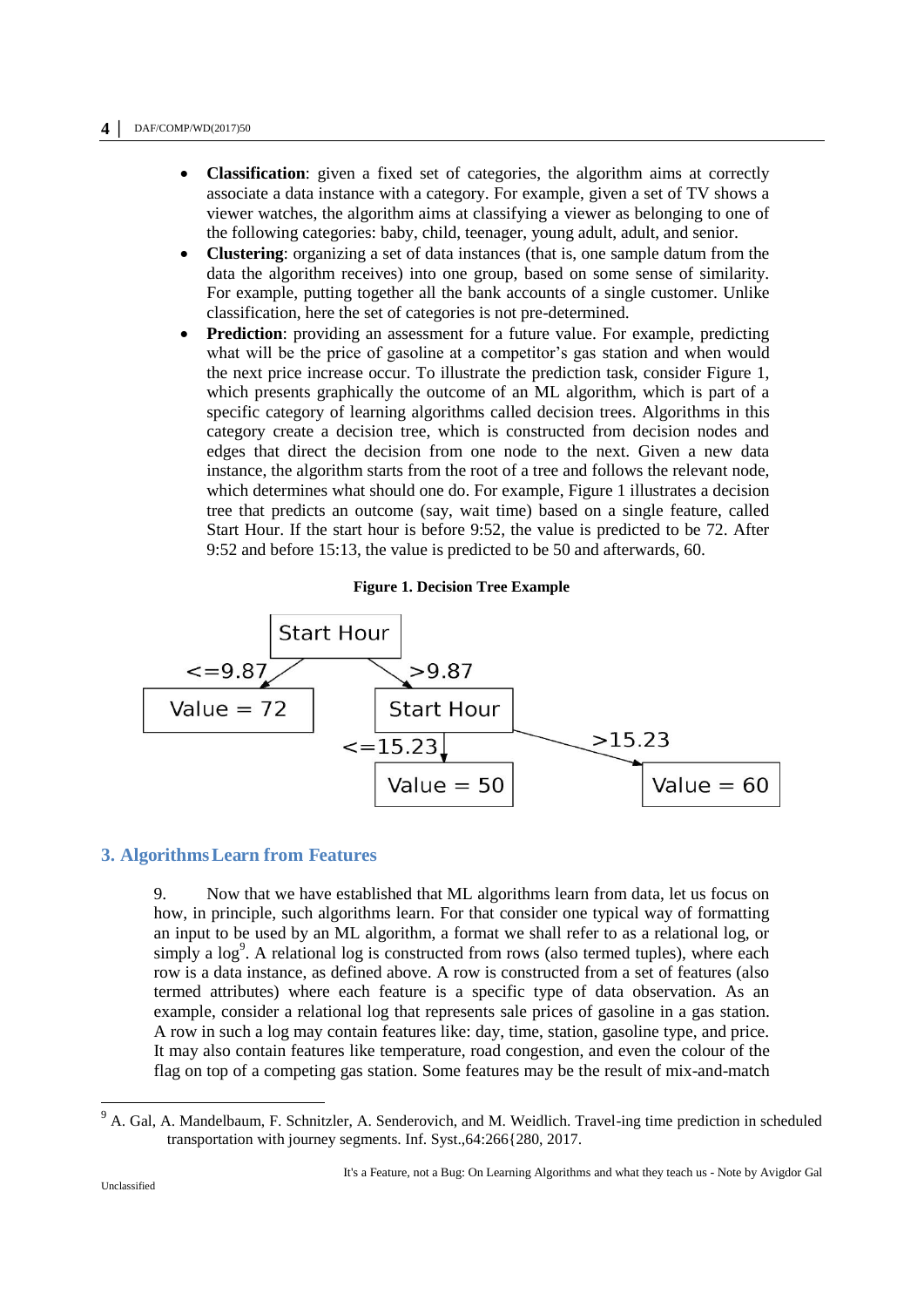- **Classification**: given a fixed set of categories, the algorithm aims at correctly associate a data instance with a category. For example, given a set of TV shows a viewer watches, the algorithm aims at classifying a viewer as belonging to one of the following categories: baby, child, teenager, young adult, adult, and senior.
- **Clustering**: organizing a set of data instances (that is, one sample datum from the data the algorithm receives) into one group, based on some sense of similarity. For example, putting together all the bank accounts of a single customer. Unlike classification, here the set of categories is not pre-determined.
- **Prediction**: providing an assessment for a future value. For example, predicting what will be the price of gasoline at a competitor's gas station and when would the next price increase occur. To illustrate the prediction task, consider Figure 1, which presents graphically the outcome of an ML algorithm, which is part of a specific category of learning algorithms called decision trees. Algorithms in this category create a decision tree, which is constructed from decision nodes and edges that direct the decision from one node to the next. Given a new data instance, the algorithm starts from the root of a tree and follows the relevant node, which determines what should one do. For example, Figure 1 illustrates a decision tree that predicts an outcome (say, wait time) based on a single feature, called Start Hour. If the start hour is before 9:52, the value is predicted to be 72. After 9:52 and before 15:13, the value is predicted to be 50 and afterwards, 60.

**Figure 1. Decision Tree Example**

## 3. Algorithms Learn from Features

9. Now that we have established that ML algorithms learn from data, let us focus on how, in principle, such algorithms learn. For that consider one typical way of formatting an input to be used by an ML algorithm, a format we shall refer to as a relational log, or simply a log[9]. A relational log is constructed from rows (also termed tuples), where each row is a data instance, as defined above. A row is constructed from a set of features (also termed attributes) where each feature is a specific type of data observation. As an example, consider a relational log that represents sale prices of gasoline in a gas station. A row in such a log may contain features like: day, time, station, gasoline type, and price. It may also contain features like temperature, road congestion, and even the colour of the flag on top of a competing gas station. Some features may be the result of mix-and-match

[9] A. Gal, A. Mandelbaum, F. Schnitzler, A. Senderovich, and M. Weidlich. Travel-ing time prediction in scheduled transportation with journey segments. Inf. Syst.,64:266{280, 2017.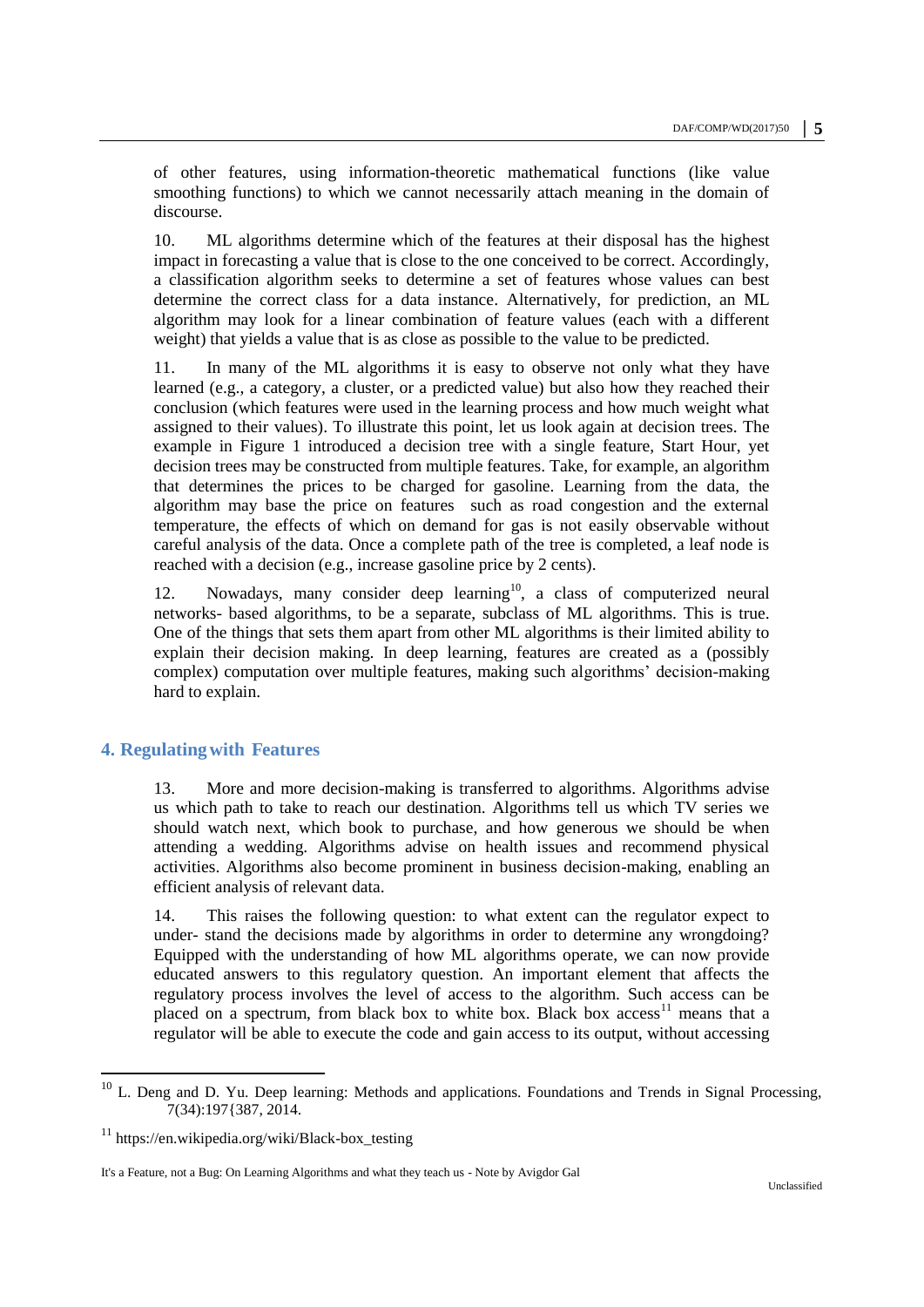of other features, using information-theoretic mathematical functions (like value smoothing functions) to which we cannot necessarily attach meaning in the domain of discourse.

10. ML algorithms determine which of the features at their disposal has the highest impact in forecasting a value that is close to the one conceived to be correct. Accordingly, a classification algorithm seeks to determine a set of features whose values can best determine the correct class for a data instance. Alternatively, for prediction, an ML algorithm may look for a linear combination of feature values (each with a different weight) that yields a value that is as close as possible to the value to be predicted.

11. In many of the ML algorithms it is easy to observe not only what they have learned (e.g., a category, a cluster, or a predicted value) but also how they reached their conclusion (which features were used in the learning process and how much weight what assigned to their values). To illustrate this point, let us look again at decision trees. The example in Figure 1 introduced a decision tree with a single feature, Start Hour, yet decision trees may be constructed from multiple features. Take, for example, an algorithm that determines the prices to be charged for gasoline. Learning from the data, the algorithm may base the price on features such as road congestion and the external temperature, the effects of which on demand for gas is not easily observable without careful analysis of the data. Once a complete path of the tree is completed, a leaf node is reached with a decision (e.g., increase gasoline price by 2 cents).

12. Nowadays, many consider deep learning[10], a class of computerized neural networks- based algorithms, to be a separate, subclass of ML algorithms. This is true. One of the things that sets them apart from other ML algorithms is their limited ability to explain their decision making. In deep learning, features are created as a (possibly complex) computation over multiple features, making such algorithms' decision-making hard to explain.

## 4. Regulating with Features

13. More and more decision-making is transferred to algorithms. Algorithms advise us which path to take to reach our destination. Algorithms tell us which TV series we should watch next, which book to purchase, and how generous we should be when attending a wedding. Algorithms advise on health issues and recommend physical activities. Algorithms also become prominent in business decision-making, enabling an efficient analysis of relevant data.

14. This raises the following question: to what extent can the regulator expect to under- stand the decisions made by algorithms in order to determine any wrongdoing? Equipped with the understanding of how ML algorithms operate, we can now provide educated answers to this regulatory question. An important element that affects the regulatory process involves the level of access to the algorithm. Such access can be placed on a spectrum, from black box to white box. Black box access[11] means that a regulator will be able to execute the code and gain access to its output, without accessing

---

[10] L. Deng and D. Yu. Deep learning: Methods and applications. Foundations and Trends in Signal Processing, 7(34):197{387, 2014.

[11] https://en.wikipedia.org/wiki/Black-box_testing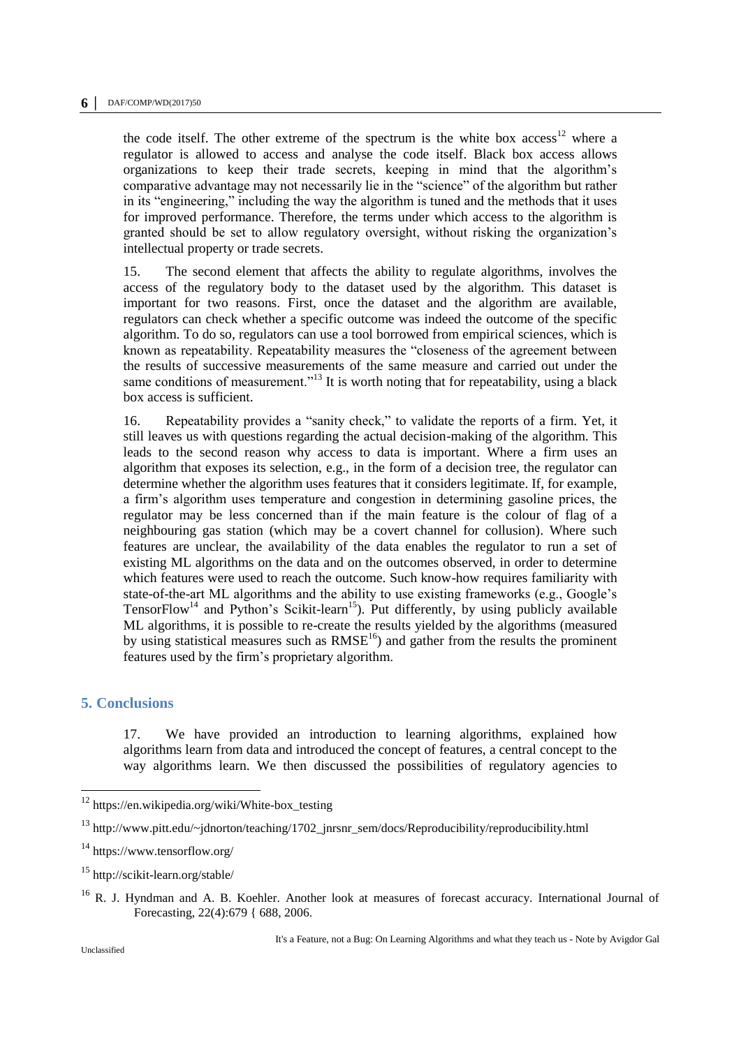the code itself. The other extreme of the spectrum is the white box access[12] where a regulator is allowed to access and analyse the code itself. Black box access allows organizations to keep their trade secrets, keeping in mind that the algorithm's comparative advantage may not necessarily lie in the "science" of the algorithm but rather in its "engineering," including the way the algorithm is tuned and the methods that it uses for improved performance. Therefore, the terms under which access to the algorithm is granted should be set to allow regulatory oversight, without risking the organization's intellectual property or trade secrets.

15. The second element that affects the ability to regulate algorithms, involves the access of the regulatory body to the dataset used by the algorithm. This dataset is important for two reasons. First, once the dataset and the algorithm are available, regulators can check whether a specific outcome was indeed the outcome of the specific algorithm. To do so, regulators can use a tool borrowed from empirical sciences, which is known as repeatability. Repeatability measures the "closeness of the agreement between the results of successive measurements of the same measure and carried out under the same conditions of measurement."[13] It is worth noting that for repeatability, using a black box access is sufficient.

16. Repeatability provides a "sanity check," to validate the reports of a firm. Yet, it still leaves us with questions regarding the actual decision-making of the algorithm. This leads to the second reason why access to data is important. Where a firm uses an algorithm that exposes its selection, e.g., in the form of a decision tree, the regulator can determine whether the algorithm uses features that it considers legitimate. If, for example, a firm's algorithm uses temperature and congestion in determining gasoline prices, the regulator may be less concerned than if the main feature is the colour of flag of a neighbouring gas station (which may be a covert channel for collusion). Where such features are unclear, the availability of the data enables the regulator to run a set of existing ML algorithms on the data and on the outcomes observed, in order to determine which features were used to reach the outcome. Such know-how requires familiarity with state-of-the-art ML algorithms and the ability to use existing frameworks (e.g., Google's TensorFlow[14] and Python's Scikit-learn[15]). Put differently, by using publicly available ML algorithms, it is possible to re-create the results yielded by the algorithms (measured by using statistical measures such as RMSE[16]) and gather from the results the prominent features used by the firm's proprietary algorithm.

## 5. Conclusions

17. We have provided an introduction to learning algorithms, explained how algorithms learn from data and introduced the concept of features, a central concept to the way algorithms learn. We then discussed the possibilities of regulatory agencies to

---

[12] https://en.wikipedia.org/wiki/White-box_testing

[13] http://www.pitt.edu/~jdnorton/teaching/1702_jnrsnr_sem/docs/Reproducibility/reproducibility.html

[14] https://www.tensorflow.org/

[15] http://scikit-learn.org/stable/

[16] R. J. Hyndman and A. B. Koehler. Another look at measures of forecast accuracy. International Journal of Forecasting, 22(4):679 { 688, 2006.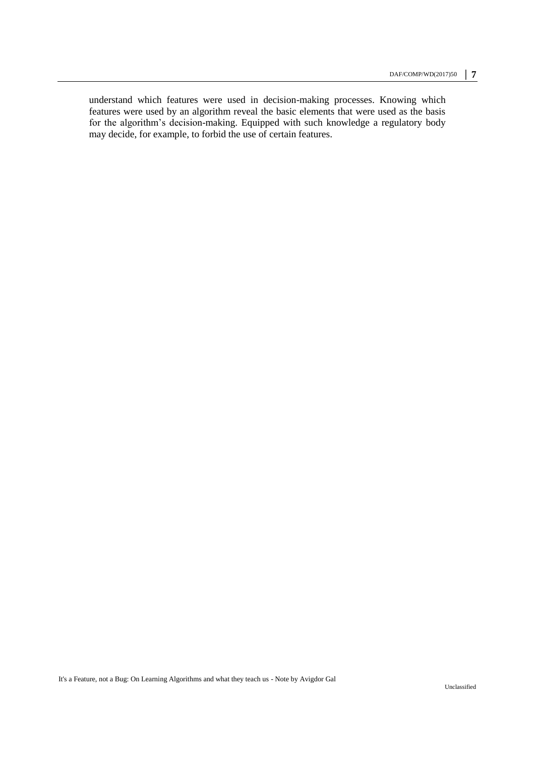understand which features were used in decision-making processes. Knowing which features were used by an algorithm reveal the basic elements that were used as the basis for the algorithm's decision-making. Equipped with such knowledge a regulatory body may decide, for example, to forbid the use of certain features.